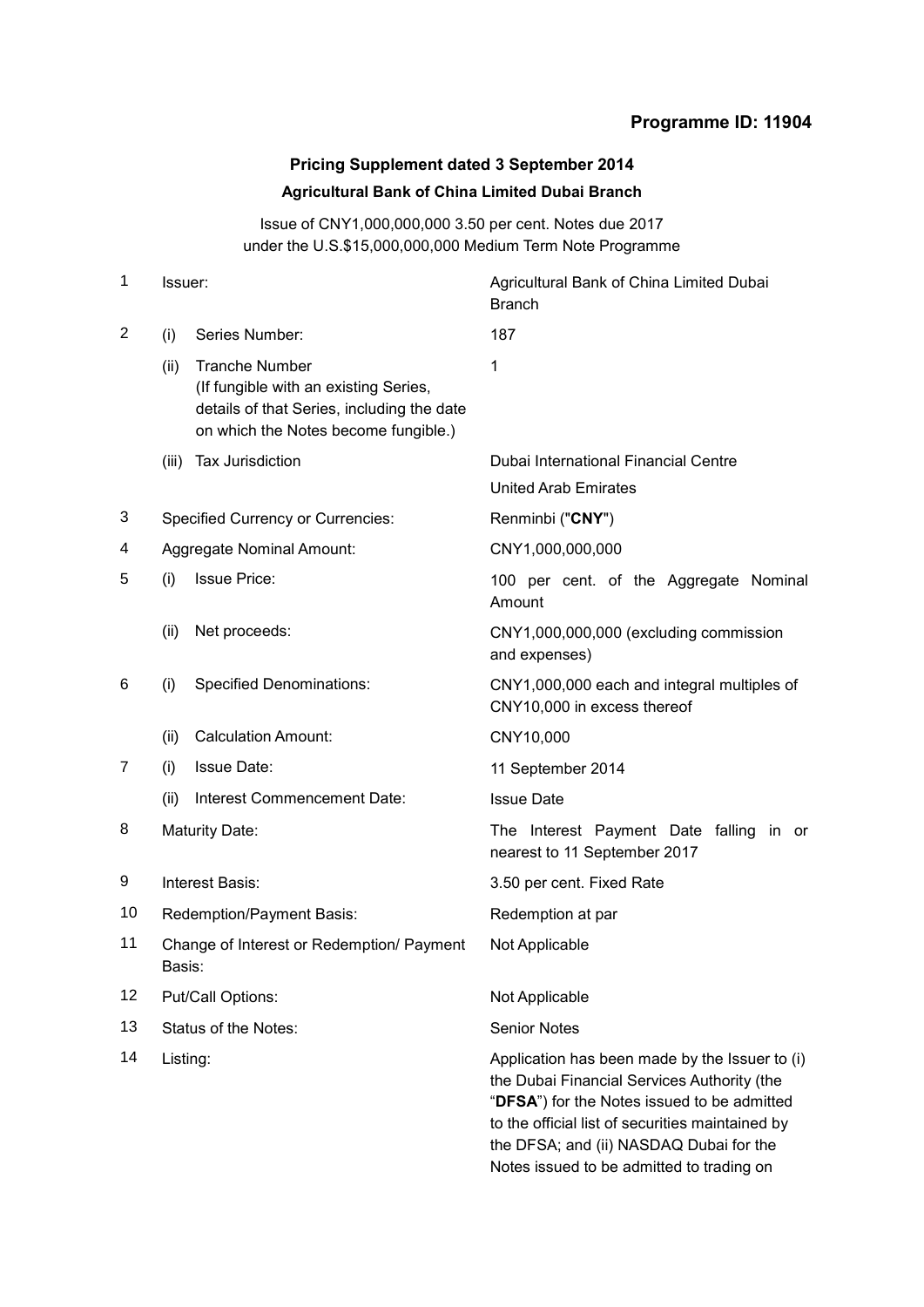**Programme ID: 11904**

## Pricing Supplement dated 3 September 2014

### Agricultural Bank of China Limited Dubai Branch

Issue of CNY1,000,000,000 3.50 per cent. Notes due 2017
under the U.S.$15,000,000,000 Medium Term Note Programme

| | | | |
|---|---|---|---|
| 1 | Issuer: | | Agricultural Bank of China Limited Dubai Branch |
| 2 | (i) | Series Number: | 187 |
| | (ii) | Tranche Number (If fungible with an existing Series, details of that Series, including the date on which the Notes become fungible.) | 1 |
| | (iii) | Tax Jurisdiction | Dubai International Financial Centre<br>United Arab Emirates |
| 3 | Specified Currency or Currencies: | | Renminbi ("**CNY**") |
| 4 | Aggregate Nominal Amount: | | CNY1,000,000,000 |
| 5 | (i) | Issue Price: | 100 per cent. of the Aggregate Nominal Amount |
| | (ii) | Net proceeds: | CNY1,000,000,000 (excluding commission and expenses) |
| 6 | (i) | Specified Denominations: | CNY1,000,000 each and integral multiples of CNY10,000 in excess thereof |
| | (ii) | Calculation Amount: | CNY10,000 |
| 7 | (i) | Issue Date: | 11 September 2014 |
| | (ii) | Interest Commencement Date: | Issue Date |
| 8 | Maturity Date: | | The Interest Payment Date falling in or nearest to 11 September 2017 |
| 9 | Interest Basis: | | 3.50 per cent. Fixed Rate |
| 10 | Redemption/Payment Basis: | | Redemption at par |
| 11 | Change of Interest or Redemption/ Payment Basis: | | Not Applicable |
| 12 | Put/Call Options: | | Not Applicable |
| 13 | Status of the Notes: | | Senior Notes |
| 14 | Listing: | | Application has been made by the Issuer to (i) the Dubai Financial Services Authority (the "**DFSA**") for the Notes issued to be admitted to the official list of securities maintained by the DFSA; and (ii) NASDAQ Dubai for the Notes issued to be admitted to trading on |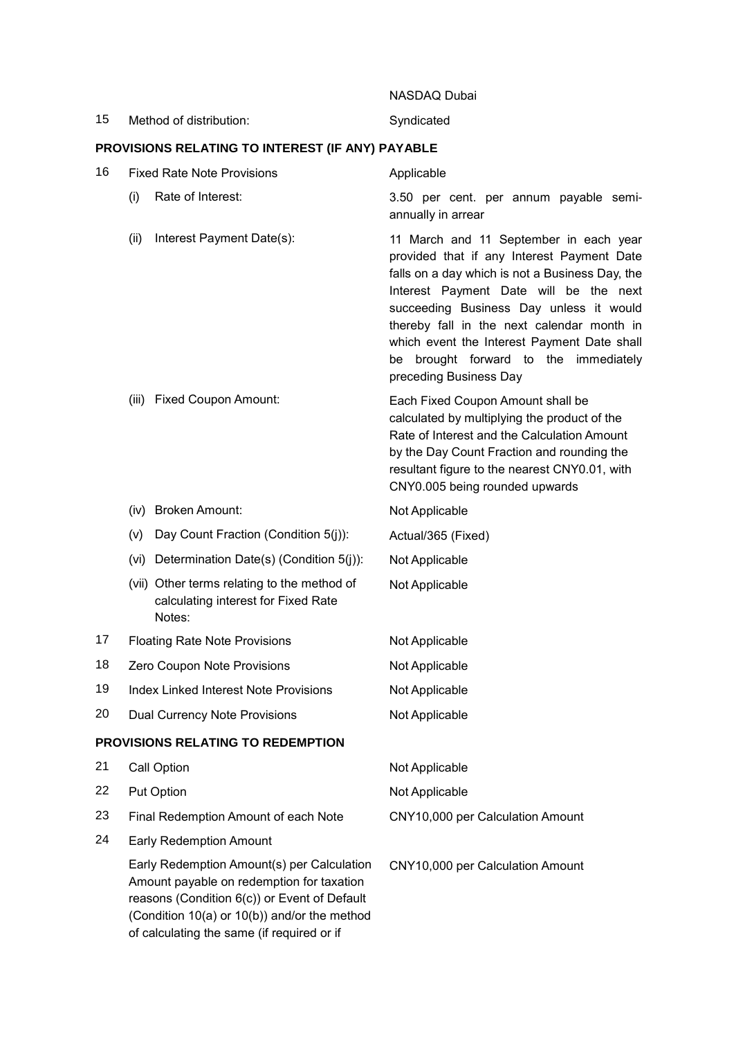| | | |
|---|---|---|
| | | NASDAQ Dubai |
| 15 | Method of distribution: | Syndicated |

**PROVISIONS RELATING TO INTEREST (IF ANY) PAYABLE**

| | | |
|---|---|---|
| 16 | Fixed Rate Note Provisions | Applicable |
| | (i) Rate of Interest: | 3.50 per cent. per annum payable semi-annually in arrear |
| | (ii) Interest Payment Date(s): | 11 March and 11 September in each year provided that if any Interest Payment Date falls on a day which is not a Business Day, the Interest Payment Date will be the next succeeding Business Day unless it would thereby fall in the next calendar month in which event the Interest Payment Date shall be brought forward to the immediately preceding Business Day |
| | (iii) Fixed Coupon Amount: | Each Fixed Coupon Amount shall be calculated by multiplying the product of the Rate of Interest and the Calculation Amount by the Day Count Fraction and rounding the resultant figure to the nearest CNY0.01, with CNY0.005 being rounded upwards |
| | (iv) Broken Amount: | Not Applicable |
| | (v) Day Count Fraction (Condition 5(j)): | Actual/365 (Fixed) |
| | (vi) Determination Date(s) (Condition 5(j)): | Not Applicable |
| | (vii) Other terms relating to the method of calculating interest for Fixed Rate Notes: | Not Applicable |
| 17 | Floating Rate Note Provisions | Not Applicable |
| 18 | Zero Coupon Note Provisions | Not Applicable |
| 19 | Index Linked Interest Note Provisions | Not Applicable |
| 20 | Dual Currency Note Provisions | Not Applicable |

**PROVISIONS RELATING TO REDEMPTION**

| | | |
|---|---|---|
| 21 | Call Option | Not Applicable |
| 22 | Put Option | Not Applicable |
| 23 | Final Redemption Amount of each Note | CNY10,000 per Calculation Amount |
| 24 | Early Redemption Amount | |
| | Early Redemption Amount(s) per Calculation Amount payable on redemption for taxation reasons (Condition 6(c)) or Event of Default (Condition 10(a) or 10(b)) and/or the method of calculating the same (if required or if | CNY10,000 per Calculation Amount |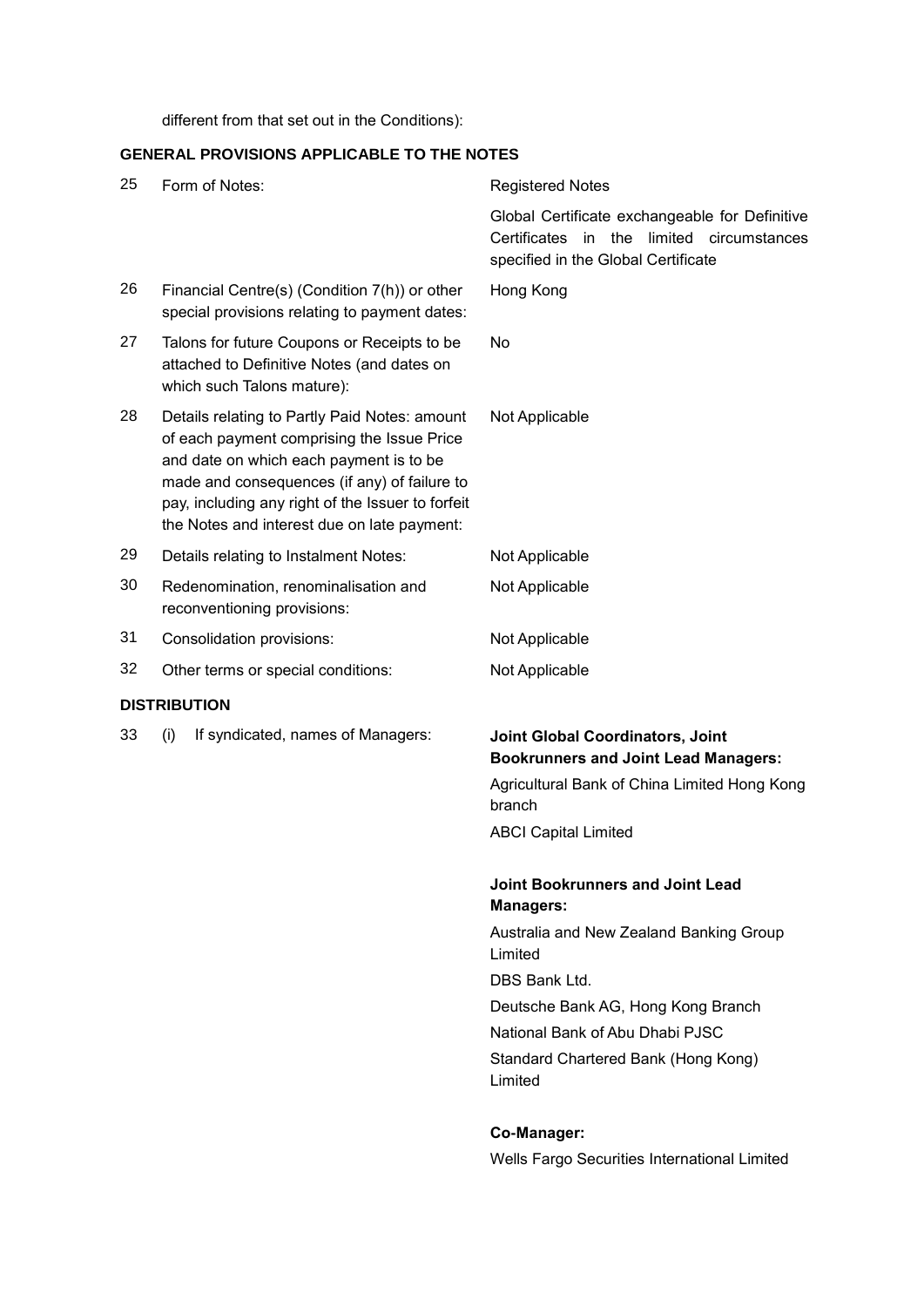different from that set out in the Conditions):

## GENERAL PROVISIONS APPLICABLE TO THE NOTES

| | | |
|---|---|---|
| 25 | Form of Notes: | Registered Notes<br><br>Global Certificate exchangeable for Definitive Certificates in the limited circumstances specified in the Global Certificate |
| 26 | Financial Centre(s) (Condition 7(h)) or other special provisions relating to payment dates: | Hong Kong |
| 27 | Talons for future Coupons or Receipts to be attached to Definitive Notes (and dates on which such Talons mature): | No |
| 28 | Details relating to Partly Paid Notes: amount of each payment comprising the Issue Price and date on which each payment is to be made and consequences (if any) of failure to pay, including any right of the Issuer to forfeit the Notes and interest due on late payment: | Not Applicable |
| 29 | Details relating to Instalment Notes: | Not Applicable |
| 30 | Redenomination, renominalisation and reconventioning provisions: | Not Applicable |
| 31 | Consolidation provisions: | Not Applicable |
| 32 | Other terms or special conditions: | Not Applicable |

## DISTRIBUTION

| | | |
|---|---|---|
| 33 | (i) If syndicated, names of Managers: | **Joint Global Coordinators, Joint Bookrunners and Joint Lead Managers:**<br><br>Agricultural Bank of China Limited Hong Kong branch<br><br>ABCI Capital Limited<br><br>**Joint Bookrunners and Joint Lead Managers:**<br><br>Australia and New Zealand Banking Group Limited<br><br>DBS Bank Ltd.<br><br>Deutsche Bank AG, Hong Kong Branch<br><br>National Bank of Abu Dhabi PJSC<br><br>Standard Chartered Bank (Hong Kong) Limited<br><br>**Co-Manager:**<br><br>Wells Fargo Securities International Limited |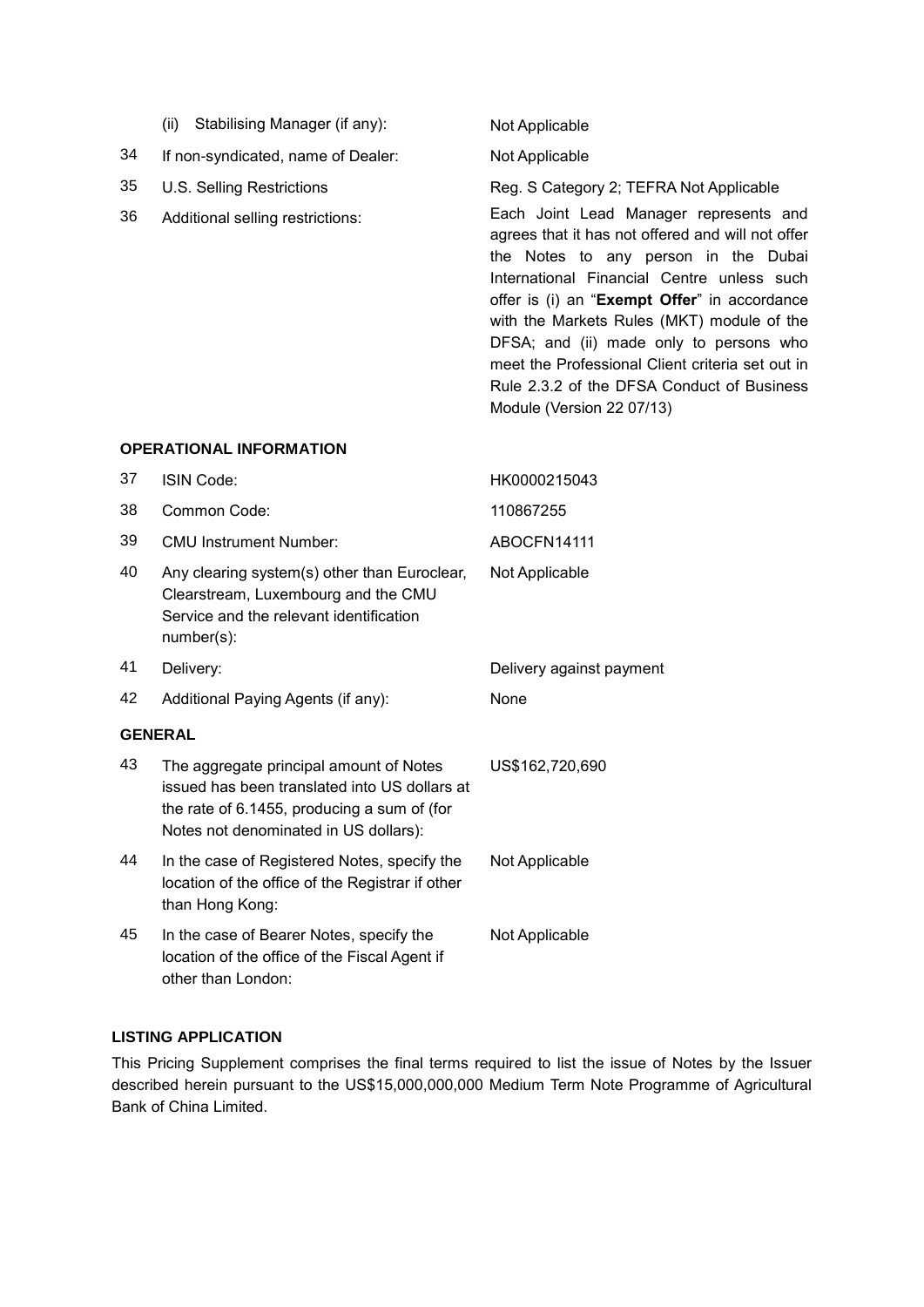| | | |
|---|---|---|
| | (ii) Stabilising Manager (if any): | Not Applicable |
| 34 | If non-syndicated, name of Dealer: | Not Applicable |
| 35 | U.S. Selling Restrictions | Reg. S Category 2; TEFRA Not Applicable |
| 36 | Additional selling restrictions: | Each Joint Lead Manager represents and agrees that it has not offered and will not offer the Notes to any person in the Dubai International Financial Centre unless such offer is (i) an "**Exempt Offer**" in accordance with the Markets Rules (MKT) module of the DFSA; and (ii) made only to persons who meet the Professional Client criteria set out in Rule 2.3.2 of the DFSA Conduct of Business Module (Version 22 07/13) |

**OPERATIONAL INFORMATION**

| | | |
|---|---|---|
| 37 | ISIN Code: | HK0000215043 |
| 38 | Common Code: | 110867255 |
| 39 | CMU Instrument Number: | ABOCFN14111 |
| 40 | Any clearing system(s) other than Euroclear, Clearstream, Luxembourg and the CMU Service and the relevant identification number(s): | Not Applicable |
| 41 | Delivery: | Delivery against payment |
| 42 | Additional Paying Agents (if any): | None |

**GENERAL**

| | | |
|---|---|---|
| 43 | The aggregate principal amount of Notes issued has been translated into US dollars at the rate of 6.1455, producing a sum of (for Notes not denominated in US dollars): | US$162,720,690 |
| 44 | In the case of Registered Notes, specify the location of the office of the Registrar if other than Hong Kong: | Not Applicable |
| 45 | In the case of Bearer Notes, specify the location of the office of the Fiscal Agent if other than London: | Not Applicable |

**LISTING APPLICATION**

This Pricing Supplement comprises the final terms required to list the issue of Notes by the Issuer described herein pursuant to the US$15,000,000,000 Medium Term Note Programme of Agricultural Bank of China Limited.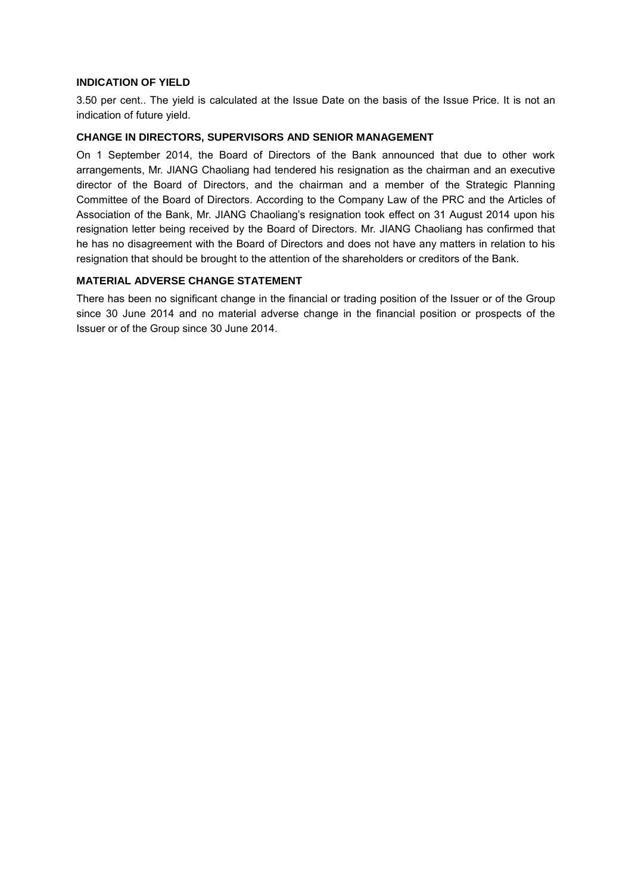**INDICATION OF YIELD**

3.50 per cent.. The yield is calculated at the Issue Date on the basis of the Issue Price. It is not an indication of future yield.

**CHANGE IN DIRECTORS, SUPERVISORS AND SENIOR MANAGEMENT**

On 1 September 2014, the Board of Directors of the Bank announced that due to other work arrangements, Mr. JIANG Chaoliang had tendered his resignation as the chairman and an executive director of the Board of Directors, and the chairman and a member of the Strategic Planning Committee of the Board of Directors. According to the Company Law of the PRC and the Articles of Association of the Bank, Mr. JIANG Chaoliang's resignation took effect on 31 August 2014 upon his resignation letter being received by the Board of Directors. Mr. JIANG Chaoliang has confirmed that he has no disagreement with the Board of Directors and does not have any matters in relation to his resignation that should be brought to the attention of the shareholders or creditors of the Bank.

**MATERIAL ADVERSE CHANGE STATEMENT**

There has been no significant change in the financial or trading position of the Issuer or of the Group since 30 June 2014 and no material adverse change in the financial position or prospects of the Issuer or of the Group since 30 June 2014.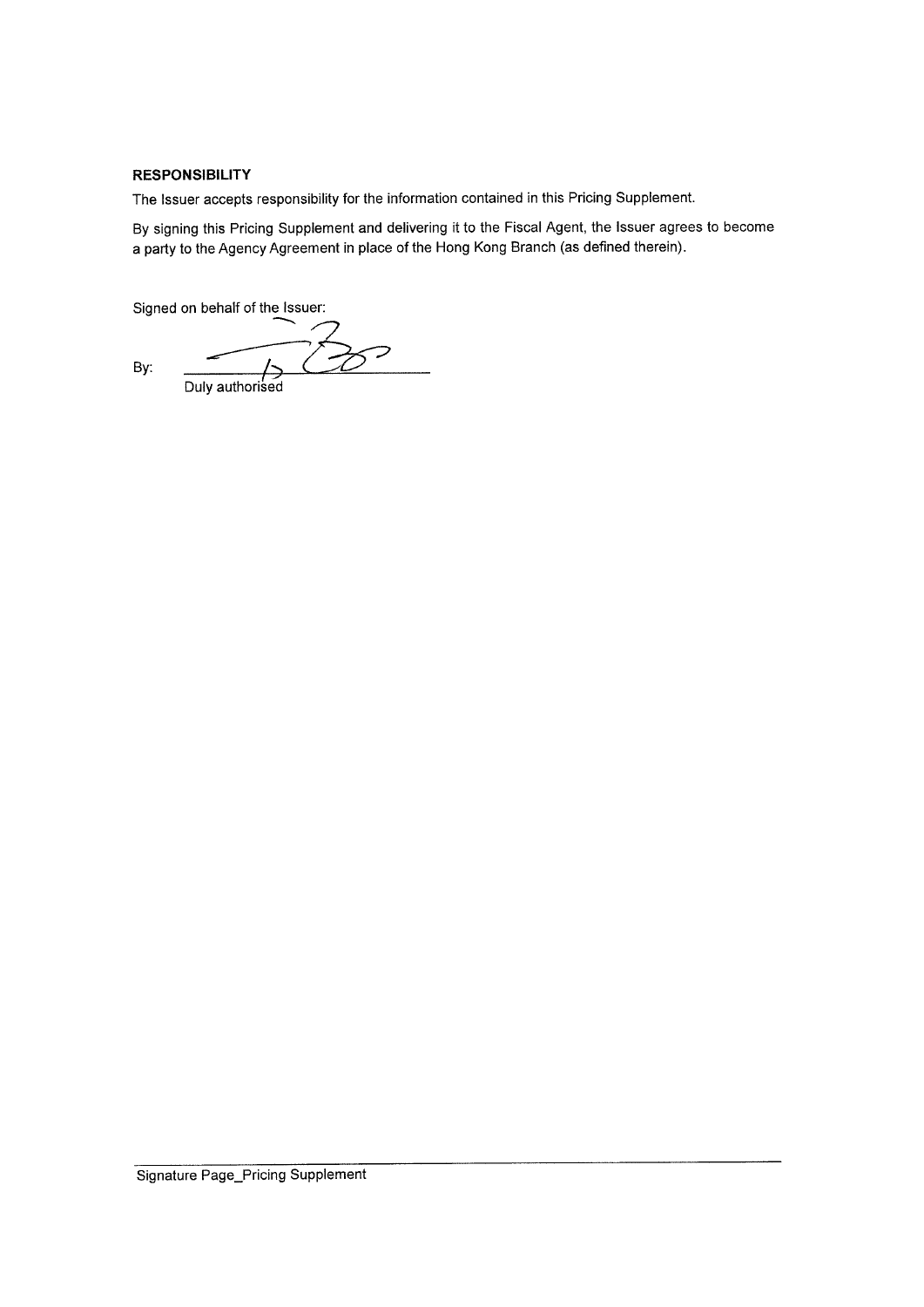**RESPONSIBILITY**

The Issuer accepts responsibility for the information contained in this Pricing Supplement.

By signing this Pricing Supplement and delivering it to the Fiscal Agent, the Issuer agrees to become a party to the Agency Agreement in place of the Hong Kong Branch (as defined therein).

Signed on behalf of the Issuer:

By: ______________________________

Duly authorised

Signature Page_Pricing Supplement